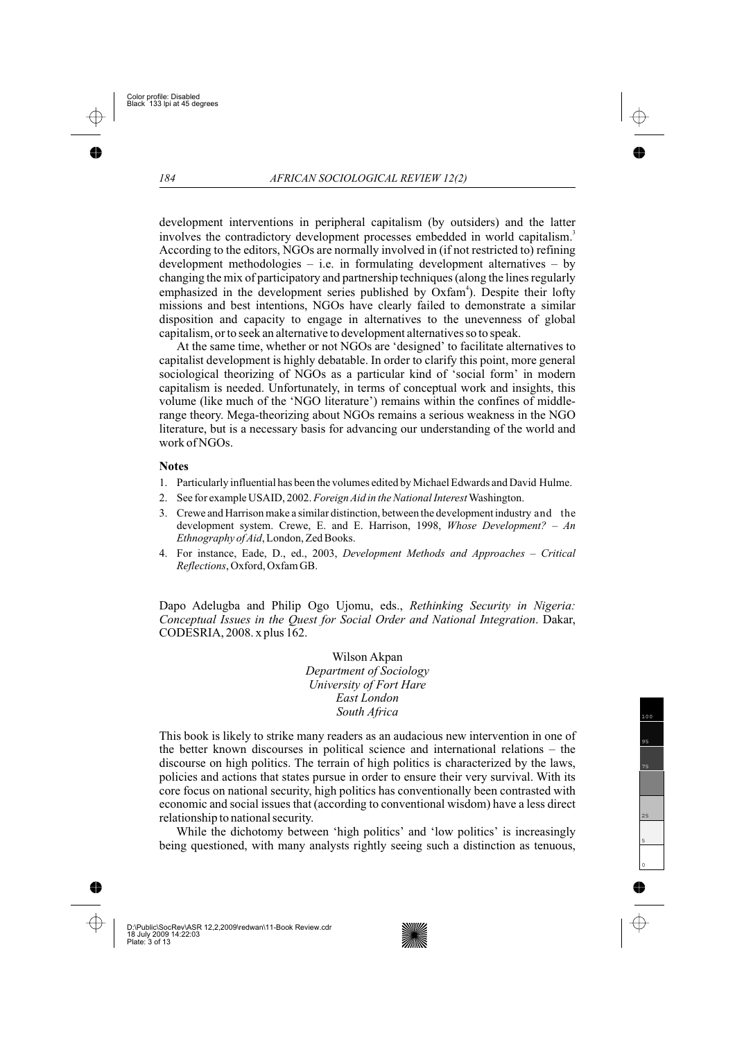development interventions in peripheral capitalism (by outsiders) and the latter involves the contradictory development processes embedded in world capitalism.[3] According to the editors, NGOs are normally involved in (if not restricted to) refining development methodologies – i.e. in formulating development alternatives – by changing the mix of participatory and partnership techniques (along the lines regularly emphasized in the development series published by Oxfam[4]). Despite their lofty missions and best intentions, NGOs have clearly failed to demonstrate a similar disposition and capacity to engage in alternatives to the unevenness of global capitalism, or to seek an alternative to development alternatives so to speak.

At the same time, whether or not NGOs are 'designed' to facilitate alternatives to capitalist development is highly debatable. In order to clarify this point, more general sociological theorizing of NGOs as a particular kind of 'social form' in modern capitalism is needed. Unfortunately, in terms of conceptual work and insights, this volume (like much of the 'NGO literature') remains within the confines of middle-range theory. Mega-theorizing about NGOs remains a serious weakness in the NGO literature, but is a necessary basis for advancing our understanding of the world and work of NGOs.

## Notes

1. Particularly influential has been the volumes edited by Michael Edwards and David Hulme.
2. See for example USAID, 2002. *Foreign Aid in the National Interest* Washington.
3. Crewe and Harrison make a similar distinction, between the development industry and the development system. Crewe, E. and E. Harrison, 1998, *Whose Development? – An Ethnography of Aid*, London, Zed Books.
4. For instance, Eade, D., ed., 2003, *Development Methods and Approaches – Critical Reflections*, Oxford, Oxfam GB.

Dapo Adelugba and Philip Ogo Ujomu, eds., *Rethinking Security in Nigeria: Conceptual Issues in the Quest for Social Order and National Integration*. Dakar, CODESRIA, 2008. x plus 162.

Wilson Akpan
*Department of Sociology*
*University of Fort Hare*
*East London*
*South Africa*

This book is likely to strike many readers as an audacious new intervention in one of the better known discourses in political science and international relations – the discourse on high politics. The terrain of high politics is characterized by the laws, policies and actions that states pursue in order to ensure their very survival. With its core focus on national security, high politics has conventionally been contrasted with economic and social issues that (according to conventional wisdom) have a less direct relationship to national security.

While the dichotomy between 'high politics' and 'low politics' is increasingly being questioned, with many analysts rightly seeing such a distinction as tenuous,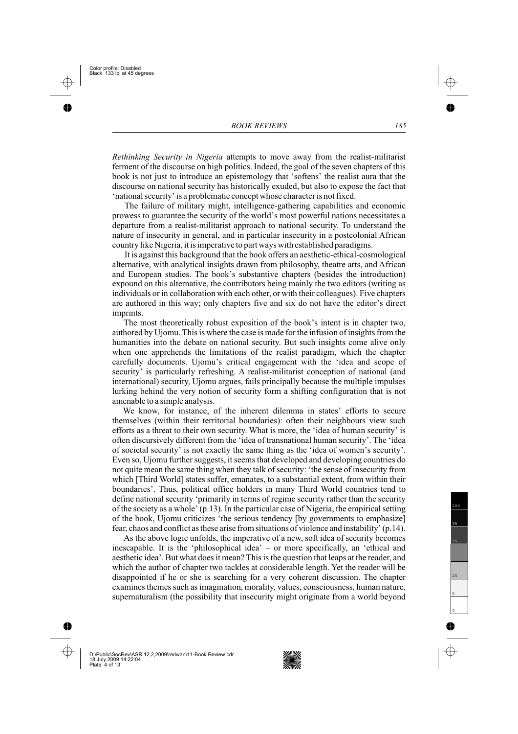*Rethinking Security in Nigeria* attempts to move away from the realist-militarist ferment of the discourse on high politics. Indeed, the goal of the seven chapters of this book is not just to introduce an epistemology that 'softens' the realist aura that the discourse on national security has historically exuded, but also to expose the fact that 'national security' is a problematic concept whose character is not fixed.

The failure of military might, intelligence-gathering capabilities and economic prowess to guarantee the security of the world's most powerful nations necessitates a departure from a realist-militarist approach to national security. To understand the nature of insecurity in general, and in particular insecurity in a postcolonial African country like Nigeria, it is imperative to part ways with established paradigms.

It is against this background that the book offers an aesthetic-ethical-cosmological alternative, with analytical insights drawn from philosophy, theatre arts, and African and European studies. The book's substantive chapters (besides the introduction) expound on this alternative, the contributors being mainly the two editors (writing as individuals or in collaboration with each other, or with their colleagues). Five chapters are authored in this way; only chapters five and six do not have the editor's direct imprints.

The most theoretically robust exposition of the book's intent is in chapter two, authored by Ujomu. This is where the case is made for the infusion of insights from the humanities into the debate on national security. But such insights come alive only when one apprehends the limitations of the realist paradigm, which the chapter carefully documents. Ujomu's critical engagement with the 'idea and scope of security' is particularly refreshing. A realist-militarist conception of national (and international) security, Ujomu argues, fails principally because the multiple impulses lurking behind the very notion of security form a shifting configuration that is not amenable to a simple analysis.

We know, for instance, of the inherent dilemma in states' efforts to secure themselves (within their territorial boundaries): often their neighbours view such efforts as a threat to their own security. What is more, the 'idea of human security' is often discursively different from the 'idea of transnational human security'. The 'idea of societal security' is not exactly the same thing as the 'idea of women's security'. Even so, Ujomu further suggests, it seems that developed and developing countries do not quite mean the same thing when they talk of security: 'the sense of insecurity from which [Third World] states suffer, emanates, to a substantial extent, from within their boundaries'. Thus, political office holders in many Third World countries tend to define national security 'primarily in terms of regime security rather than the security of the society as a whole' (p.13). In the particular case of Nigeria, the empirical setting of the book, Ujomu criticizes 'the serious tendency [by governments to emphasize] fear, chaos and conflict as these arise from situations of violence and instability' (p.14).

As the above logic unfolds, the imperative of a new, soft idea of security becomes inescapable. It is the 'philosophical idea' – or more specifically, an 'ethical and aesthetic idea'. But what does it mean? This is the question that leaps at the reader, and which the author of chapter two tackles at considerable length. Yet the reader will be disappointed if he or she is searching for a very coherent discussion. The chapter examines themes such as imagination, morality, values, consciousness, human nature, supernaturalism (the possibility that insecurity might originate from a world beyond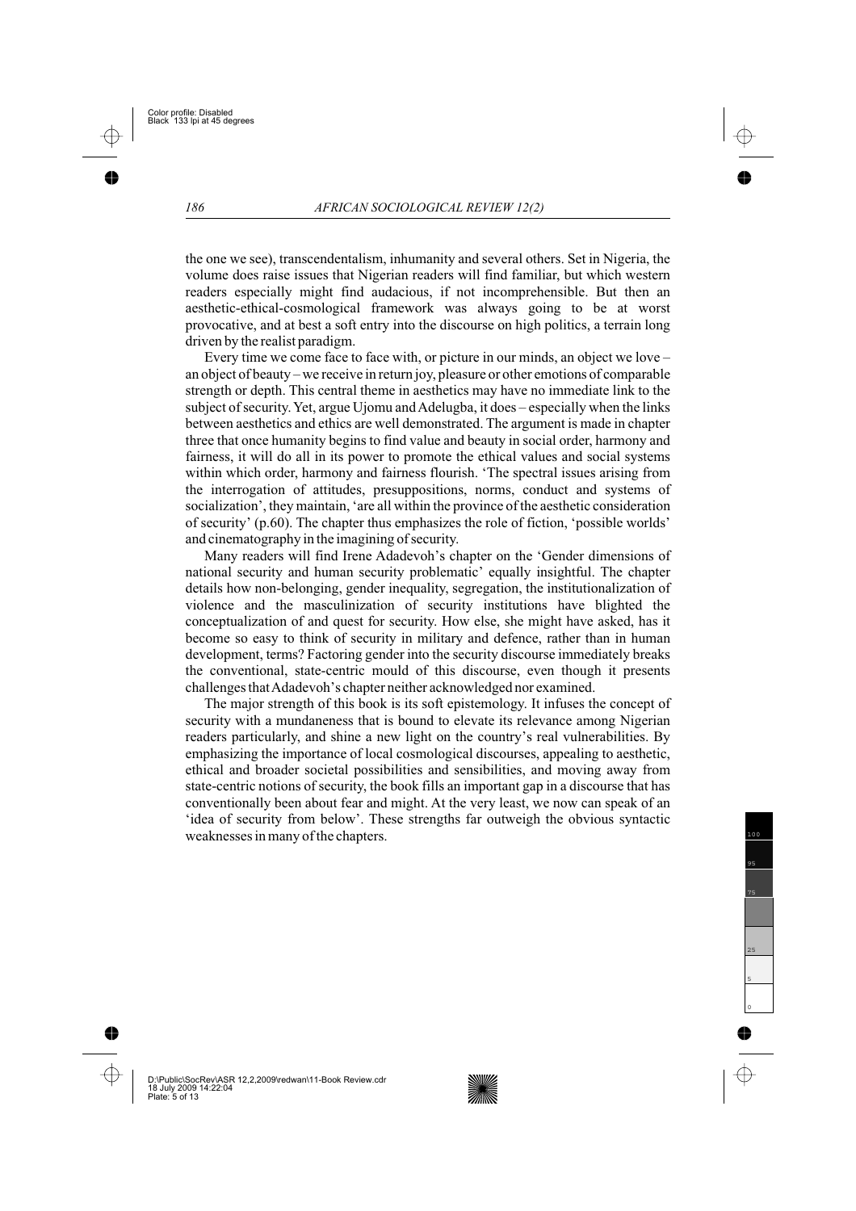the one we see), transcendentalism, inhumanity and several others. Set in Nigeria, the volume does raise issues that Nigerian readers will find familiar, but which western readers especially might find audacious, if not incomprehensible. But then an aesthetic-ethical-cosmological framework was always going to be at worst provocative, and at best a soft entry into the discourse on high politics, a terrain long driven by the realist paradigm.

Every time we come face to face with, or picture in our minds, an object we love – an object of beauty – we receive in return joy, pleasure or other emotions of comparable strength or depth. This central theme in aesthetics may have no immediate link to the subject of security. Yet, argue Ujomu and Adelugba, it does – especially when the links between aesthetics and ethics are well demonstrated. The argument is made in chapter three that once humanity begins to find value and beauty in social order, harmony and fairness, it will do all in its power to promote the ethical values and social systems within which order, harmony and fairness flourish. 'The spectral issues arising from the interrogation of attitudes, presuppositions, norms, conduct and systems of socialization', they maintain, 'are all within the province of the aesthetic consideration of security' (p.60). The chapter thus emphasizes the role of fiction, 'possible worlds' and cinematography in the imagining of security.

Many readers will find Irene Adadevoh's chapter on the 'Gender dimensions of national security and human security problematic' equally insightful. The chapter details how non-belonging, gender inequality, segregation, the institutionalization of violence and the masculinization of security institutions have blighted the conceptualization of and quest for security. How else, she might have asked, has it become so easy to think of security in military and defence, rather than in human development, terms? Factoring gender into the security discourse immediately breaks the conventional, state-centric mould of this discourse, even though it presents challenges that Adadevoh's chapter neither acknowledged nor examined.

The major strength of this book is its soft epistemology. It infuses the concept of security with a mundaneness that is bound to elevate its relevance among Nigerian readers particularly, and shine a new light on the country's real vulnerabilities. By emphasizing the importance of local cosmological discourses, appealing to aesthetic, ethical and broader societal possibilities and sensibilities, and moving away from state-centric notions of security, the book fills an important gap in a discourse that has conventionally been about fear and might. At the very least, we now can speak of an 'idea of security from below'. These strengths far outweigh the obvious syntactic weaknesses in many of the chapters.